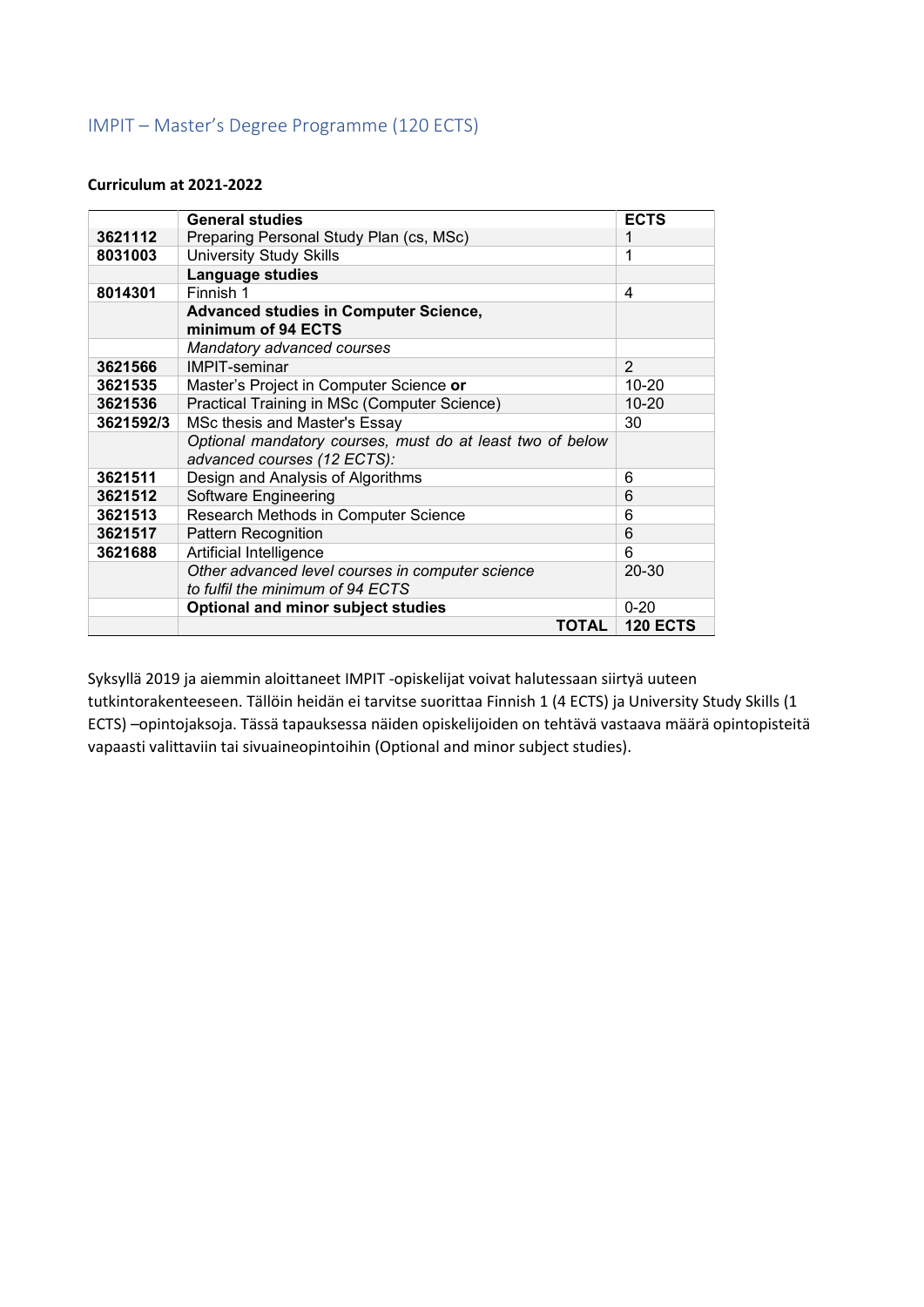## IMPIT – Master's Degree Programme (120 ECTS)

**Curriculum at 2021-2022**

| | **General studies** | **ECTS** |
|---|---|---|
| **3621112** | Preparing Personal Study Plan (cs, MSc) | 1 |
| **8031003** | University Study Skills | 1 |
| | **Language studies** | |
| **8014301** | Finnish 1 | 4 |
| | **Advanced studies in Computer Science, minimum of 94 ECTS** | |
| | *Mandatory advanced courses* | |
| **3621566** | IMPIT-seminar | 2 |
| **3621535** | Master's Project in Computer Science **or** | 10-20 |
| **3621536** | Practical Training in MSc (Computer Science) | 10-20 |
| **3621592/3** | MSc thesis and Master's Essay | 30 |
| | *Optional mandatory courses, must do at least two of below advanced courses (12 ECTS):* | |
| **3621511** | Design and Analysis of Algorithms | 6 |
| **3621512** | Software Engineering | 6 |
| **3621513** | Research Methods in Computer Science | 6 |
| **3621517** | Pattern Recognition | 6 |
| **3621688** | Artificial Intelligence | 6 |
| | *Other advanced level courses in computer science to fulfil the minimum of 94 ECTS* | 20-30 |
| | **Optional and minor subject studies** | 0-20 |
| | **TOTAL** | **120 ECTS** |

Syksyllä 2019 ja aiemmin aloittaneet IMPIT -opiskelijat voivat halutessaan siirtyä uuteen tutkintorakenteeseen. Tällöin heidän ei tarvitse suorittaa Finnish 1 (4 ECTS) ja University Study Skills (1 ECTS) –opintojaksoja. Tässä tapauksessa näiden opiskelijoiden on tehtävä vastaava määrä opintopisteitä vapaasti valittaviin tai sivuaineopintoihin (Optional and minor subject studies).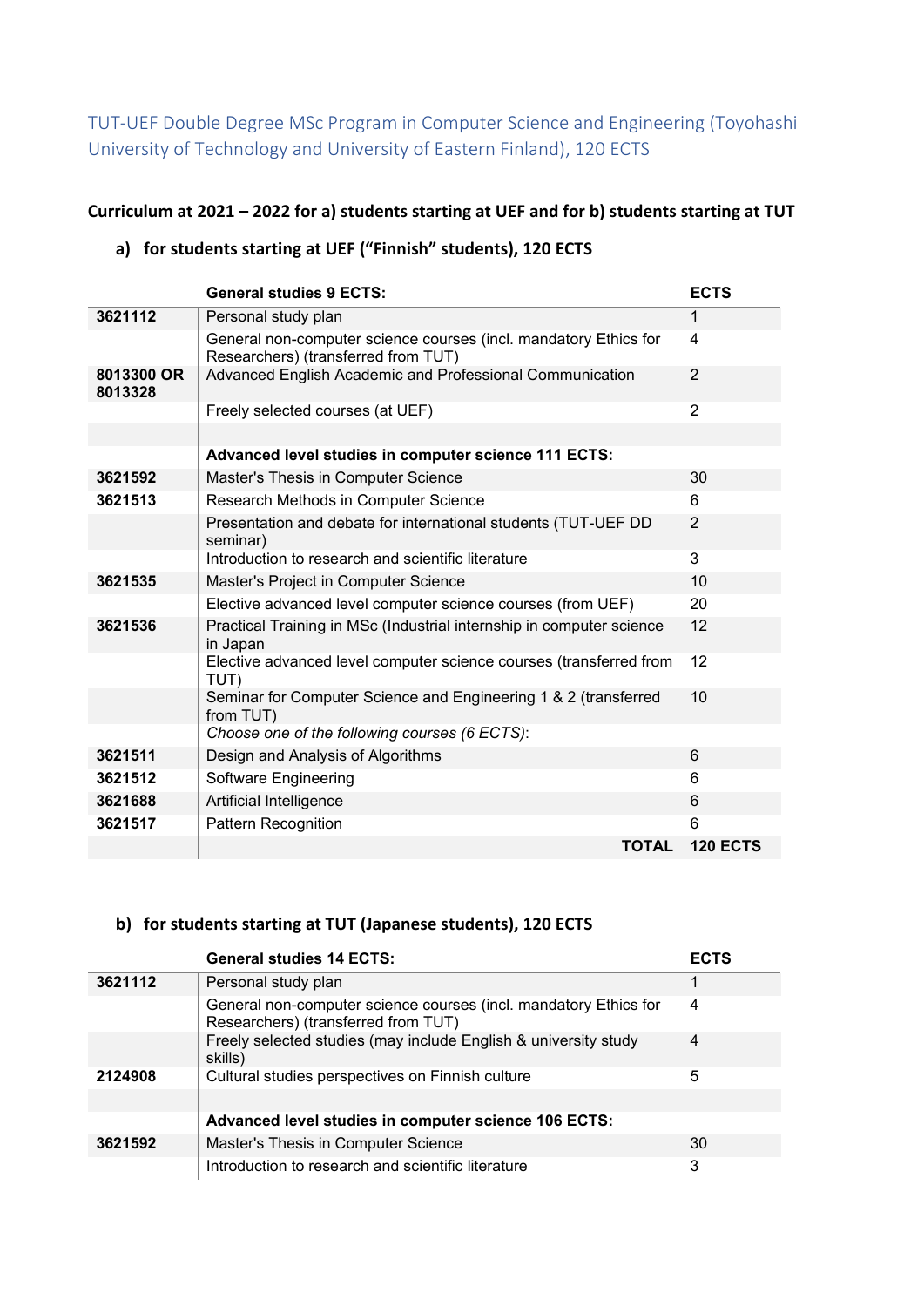TUT-UEF Double Degree MSc Program in Computer Science and Engineering (Toyohashi University of Technology and University of Eastern Finland), 120 ECTS

## Curriculum at 2021 – 2022 for a) students starting at UEF and for b) students starting at TUT

### a) for students starting at UEF ("Finnish" students), 120 ECTS

| | **General studies 9 ECTS:** | **ECTS** |
|---|---|---|
| **3621112** | Personal study plan | 1 |
| | General non-computer science courses (incl. mandatory Ethics for Researchers) (transferred from TUT) | 4 |
| **8013300 OR 8013328** | Advanced English Academic and Professional Communication | 2 |
| | Freely selected courses (at UEF) | 2 |
| | | |
| | **Advanced level studies in computer science 111 ECTS:** | |
| **3621592** | Master's Thesis in Computer Science | 30 |
| **3621513** | Research Methods in Computer Science | 6 |
| | Presentation and debate for international students (TUT-UEF DD seminar) | 2 |
| | Introduction to research and scientific literature | 3 |
| **3621535** | Master's Project in Computer Science | 10 |
| | Elective advanced level computer science courses (from UEF) | 20 |
| **3621536** | Practical Training in MSc (Industrial internship in computer science in Japan | 12 |
| | Elective advanced level computer science courses (transferred from TUT) | 12 |
| | Seminar for Computer Science and Engineering 1 & 2 (transferred from TUT) | 10 |
| | *Choose one of the following courses (6 ECTS)*: | |
| **3621511** | Design and Analysis of Algorithms | 6 |
| **3621512** | Software Engineering | 6 |
| **3621688** | Artificial Intelligence | 6 |
| **3621517** | Pattern Recognition | 6 |
| | **TOTAL** | **120 ECTS** |

### b) for students starting at TUT (Japanese students), 120 ECTS

| | **General studies 14 ECTS:** | **ECTS** |
|---|---|---|
| **3621112** | Personal study plan | 1 |
| | General non-computer science courses (incl. mandatory Ethics for Researchers) (transferred from TUT) | 4 |
| | Freely selected studies (may include English & university study skills) | 4 |
| **2124908** | Cultural studies perspectives on Finnish culture | 5 |
| | | |
| | **Advanced level studies in computer science 106 ECTS:** | |
| **3621592** | Master's Thesis in Computer Science | 30 |
| | Introduction to research and scientific literature | 3 |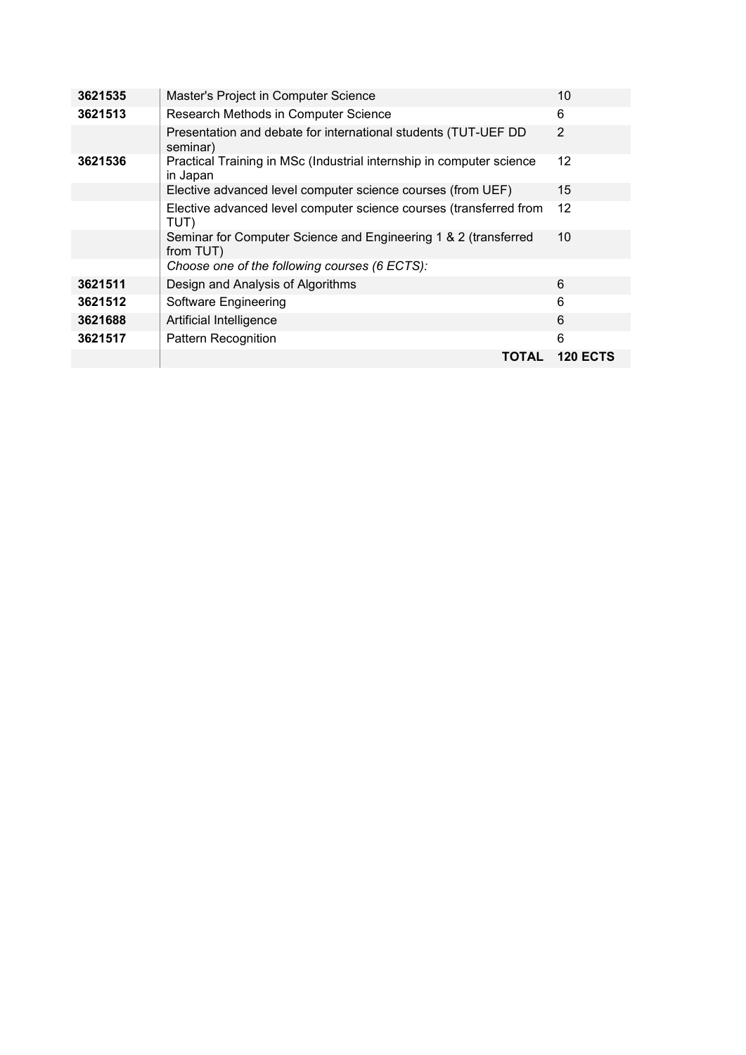| | | |
|---|---|---|
| **3621535** | Master's Project in Computer Science | 10 |
| **3621513** | Research Methods in Computer Science | 6 |
| | Presentation and debate for international students (TUT-UEF DD seminar) | 2 |
| **3621536** | Practical Training in MSc (Industrial internship in computer science in Japan | 12 |
| | Elective advanced level computer science courses (from UEF) | 15 |
| | Elective advanced level computer science courses (transferred from TUT) | 12 |
| | Seminar for Computer Science and Engineering 1 & 2 (transferred from TUT) | 10 |
| | *Choose one of the following courses (6 ECTS):* | |
| **3621511** | Design and Analysis of Algorithms | 6 |
| **3621512** | Software Engineering | 6 |
| **3621688** | Artificial Intelligence | 6 |
| **3621517** | Pattern Recognition | 6 |
| | **TOTAL** | **120 ECTS** |